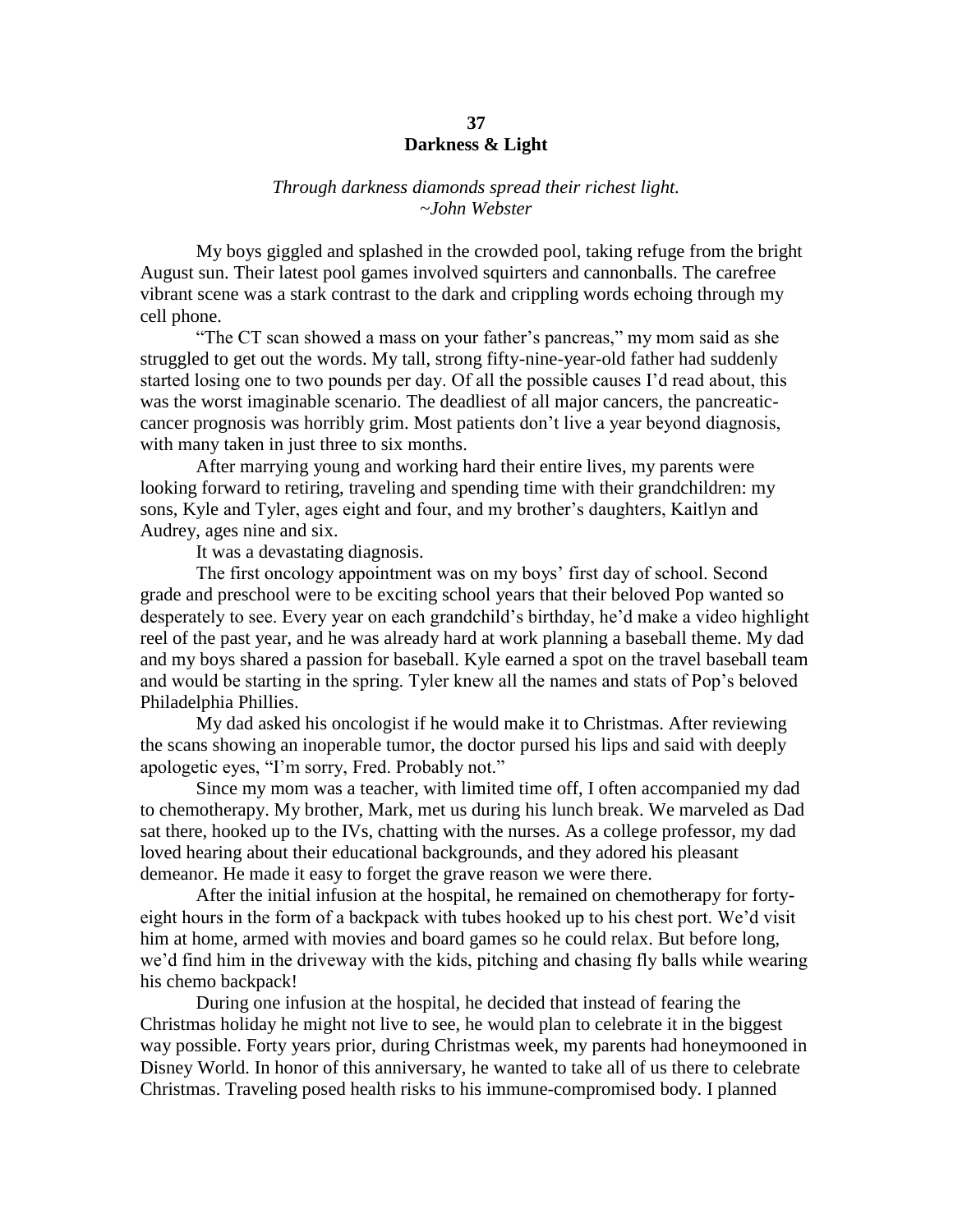# 37
# Darkness & Light

*Through darkness diamonds spread their richest light.*
*~John Webster*

My boys giggled and splashed in the crowded pool, taking refuge from the bright August sun. Their latest pool games involved squirters and cannonballs. The carefree vibrant scene was a stark contrast to the dark and crippling words echoing through my cell phone.

"The CT scan showed a mass on your father's pancreas," my mom said as she struggled to get out the words. My tall, strong fifty-nine-year-old father had suddenly started losing one to two pounds per day. Of all the possible causes I'd read about, this was the worst imaginable scenario. The deadliest of all major cancers, the pancreatic-cancer prognosis was horribly grim. Most patients don't live a year beyond diagnosis, with many taken in just three to six months.

After marrying young and working hard their entire lives, my parents were looking forward to retiring, traveling and spending time with their grandchildren: my sons, Kyle and Tyler, ages eight and four, and my brother's daughters, Kaitlyn and Audrey, ages nine and six.

It was a devastating diagnosis.

The first oncology appointment was on my boys' first day of school. Second grade and preschool were to be exciting school years that their beloved Pop wanted so desperately to see. Every year on each grandchild's birthday, he'd make a video highlight reel of the past year, and he was already hard at work planning a baseball theme. My dad and my boys shared a passion for baseball. Kyle earned a spot on the travel baseball team and would be starting in the spring. Tyler knew all the names and stats of Pop's beloved Philadelphia Phillies.

My dad asked his oncologist if he would make it to Christmas. After reviewing the scans showing an inoperable tumor, the doctor pursed his lips and said with deeply apologetic eyes, "I'm sorry, Fred. Probably not."

Since my mom was a teacher, with limited time off, I often accompanied my dad to chemotherapy. My brother, Mark, met us during his lunch break. We marveled as Dad sat there, hooked up to the IVs, chatting with the nurses. As a college professor, my dad loved hearing about their educational backgrounds, and they adored his pleasant demeanor. He made it easy to forget the grave reason we were there.

After the initial infusion at the hospital, he remained on chemotherapy for forty-eight hours in the form of a backpack with tubes hooked up to his chest port. We'd visit him at home, armed with movies and board games so he could relax. But before long, we'd find him in the driveway with the kids, pitching and chasing fly balls while wearing his chemo backpack!

During one infusion at the hospital, he decided that instead of fearing the Christmas holiday he might not live to see, he would plan to celebrate it in the biggest way possible. Forty years prior, during Christmas week, my parents had honeymooned in Disney World. In honor of this anniversary, he wanted to take all of us there to celebrate Christmas. Traveling posed health risks to his immune-compromised body. I planned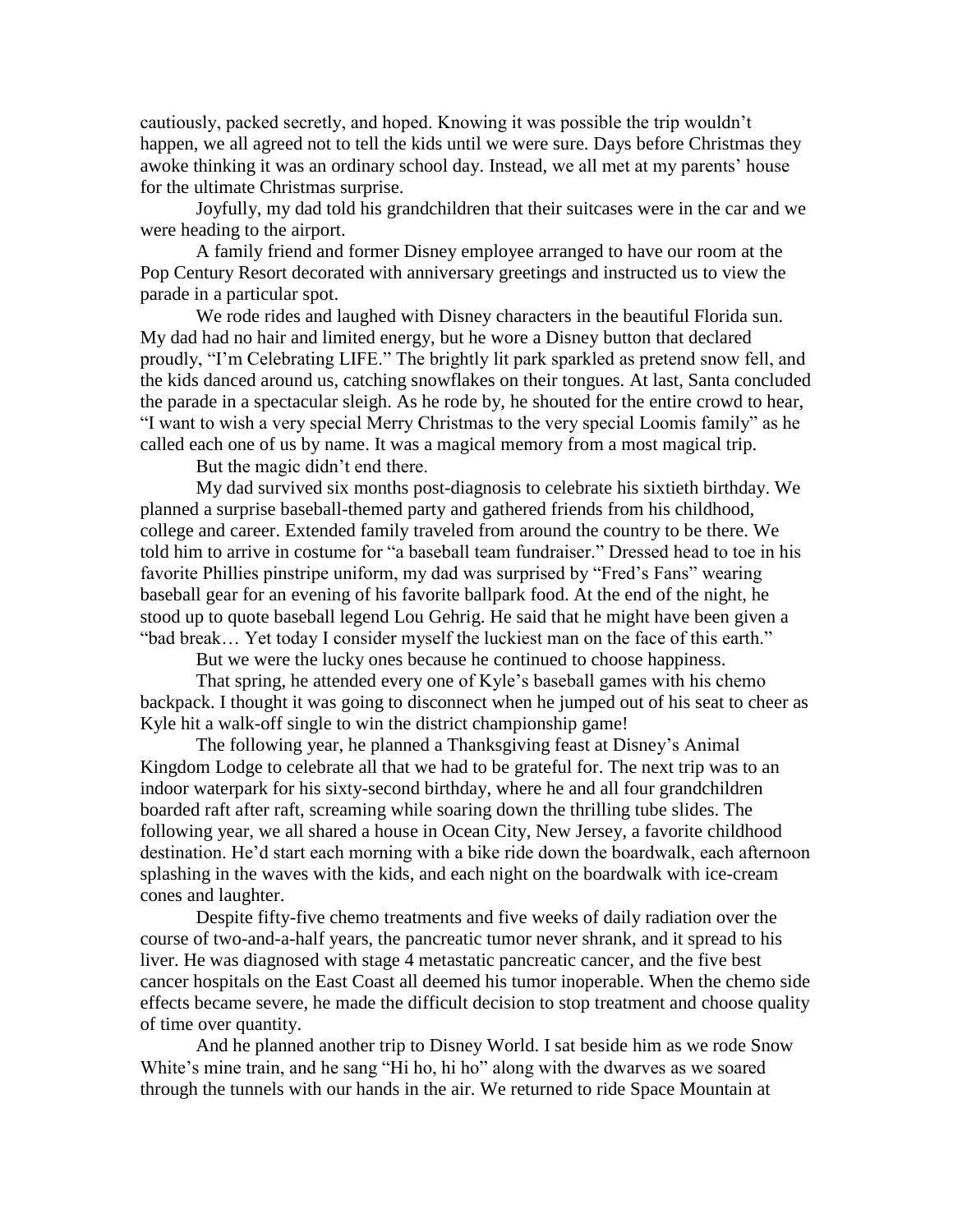cautiously, packed secretly, and hoped. Knowing it was possible the trip wouldn't happen, we all agreed not to tell the kids until we were sure. Days before Christmas they awoke thinking it was an ordinary school day. Instead, we all met at my parents' house for the ultimate Christmas surprise.

Joyfully, my dad told his grandchildren that their suitcases were in the car and we were heading to the airport.

A family friend and former Disney employee arranged to have our room at the Pop Century Resort decorated with anniversary greetings and instructed us to view the parade in a particular spot.

We rode rides and laughed with Disney characters in the beautiful Florida sun. My dad had no hair and limited energy, but he wore a Disney button that declared proudly, "I'm Celebrating LIFE." The brightly lit park sparkled as pretend snow fell, and the kids danced around us, catching snowflakes on their tongues. At last, Santa concluded the parade in a spectacular sleigh. As he rode by, he shouted for the entire crowd to hear, "I want to wish a very special Merry Christmas to the very special Loomis family" as he called each one of us by name. It was a magical memory from a most magical trip.

But the magic didn't end there.

My dad survived six months post-diagnosis to celebrate his sixtieth birthday. We planned a surprise baseball-themed party and gathered friends from his childhood, college and career. Extended family traveled from around the country to be there. We told him to arrive in costume for "a baseball team fundraiser." Dressed head to toe in his favorite Phillies pinstripe uniform, my dad was surprised by "Fred's Fans" wearing baseball gear for an evening of his favorite ballpark food. At the end of the night, he stood up to quote baseball legend Lou Gehrig. He said that he might have been given a "bad break… Yet today I consider myself the luckiest man on the face of this earth."

But we were the lucky ones because he continued to choose happiness.

That spring, he attended every one of Kyle's baseball games with his chemo backpack. I thought it was going to disconnect when he jumped out of his seat to cheer as Kyle hit a walk-off single to win the district championship game!

The following year, he planned a Thanksgiving feast at Disney's Animal Kingdom Lodge to celebrate all that we had to be grateful for. The next trip was to an indoor waterpark for his sixty-second birthday, where he and all four grandchildren boarded raft after raft, screaming while soaring down the thrilling tube slides. The following year, we all shared a house in Ocean City, New Jersey, a favorite childhood destination. He'd start each morning with a bike ride down the boardwalk, each afternoon splashing in the waves with the kids, and each night on the boardwalk with ice-cream cones and laughter.

Despite fifty-five chemo treatments and five weeks of daily radiation over the course of two-and-a-half years, the pancreatic tumor never shrank, and it spread to his liver. He was diagnosed with stage 4 metastatic pancreatic cancer, and the five best cancer hospitals on the East Coast all deemed his tumor inoperable. When the chemo side effects became severe, he made the difficult decision to stop treatment and choose quality of time over quantity.

And he planned another trip to Disney World. I sat beside him as we rode Snow White's mine train, and he sang "Hi ho, hi ho" along with the dwarves as we soared through the tunnels with our hands in the air. We returned to ride Space Mountain at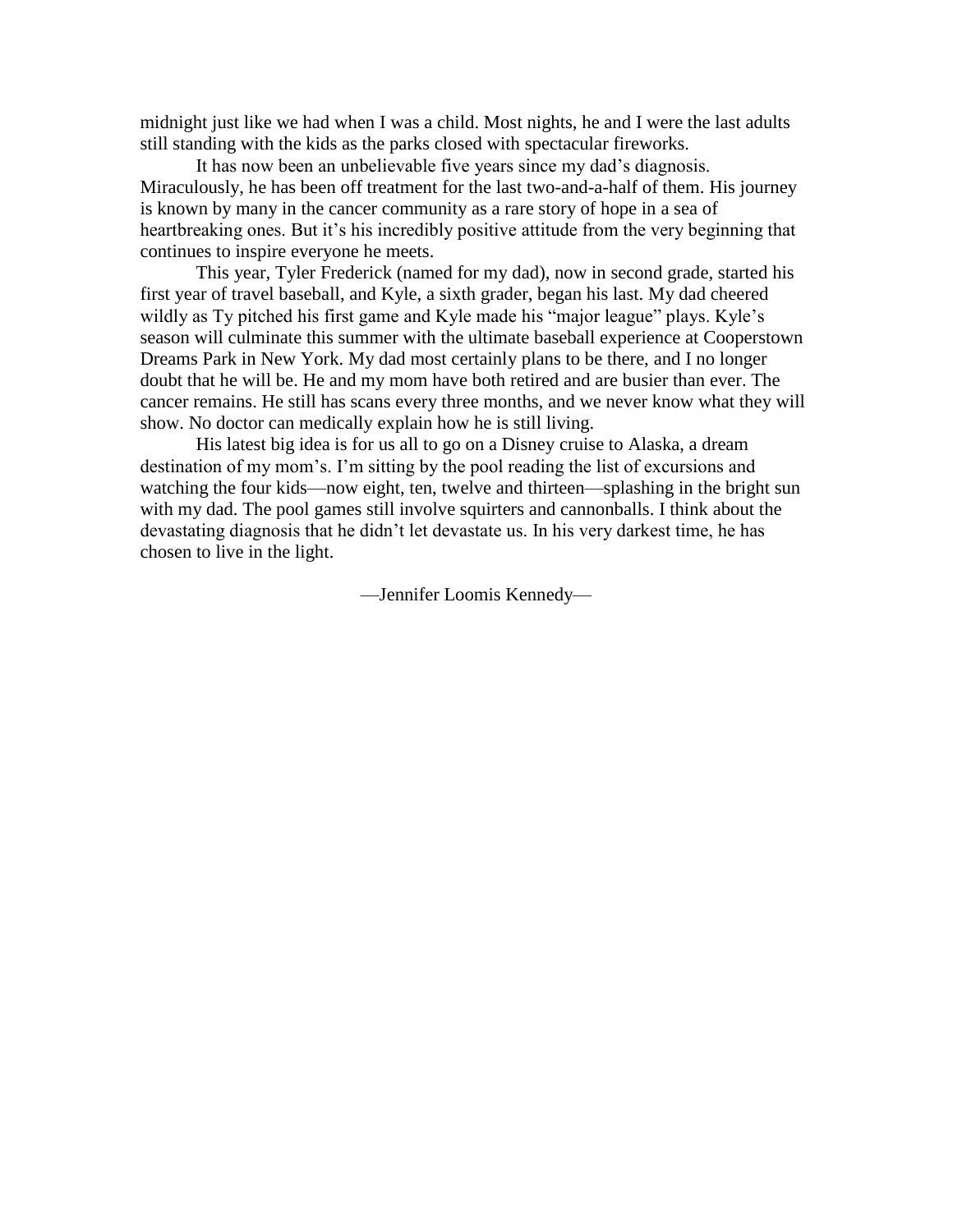midnight just like we had when I was a child. Most nights, he and I were the last adults still standing with the kids as the parks closed with spectacular fireworks.

It has now been an unbelievable five years since my dad's diagnosis. Miraculously, he has been off treatment for the last two-and-a-half of them. His journey is known by many in the cancer community as a rare story of hope in a sea of heartbreaking ones. But it's his incredibly positive attitude from the very beginning that continues to inspire everyone he meets.

This year, Tyler Frederick (named for my dad), now in second grade, started his first year of travel baseball, and Kyle, a sixth grader, began his last. My dad cheered wildly as Ty pitched his first game and Kyle made his "major league" plays. Kyle's season will culminate this summer with the ultimate baseball experience at Cooperstown Dreams Park in New York. My dad most certainly plans to be there, and I no longer doubt that he will be. He and my mom have both retired and are busier than ever. The cancer remains. He still has scans every three months, and we never know what they will show. No doctor can medically explain how he is still living.

His latest big idea is for us all to go on a Disney cruise to Alaska, a dream destination of my mom's. I'm sitting by the pool reading the list of excursions and watching the four kids—now eight, ten, twelve and thirteen—splashing in the bright sun with my dad. The pool games still involve squirters and cannonballs. I think about the devastating diagnosis that he didn't let devastate us. In his very darkest time, he has chosen to live in the light.

—Jennifer Loomis Kennedy—